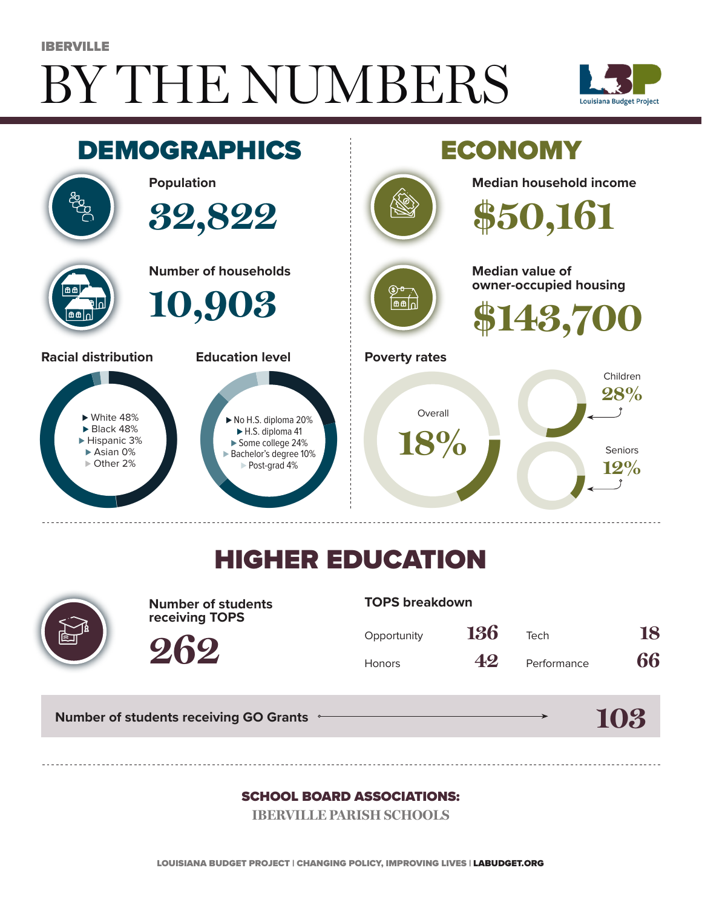IBERVILLE

# BY THE NUMBERS

Louisiana Budget Project

## DEMOGRAPHICS

**Population**

32,822

**Number of households**

10,903

**Racial distribution**

- White 48%
- Black 48%
- Hispanic 3%
- Asian 0%
- Other 2%

**Education level**

- No H.S. diploma 20%
- H.S. diploma 41
- Some college 24%
- Bachelor's degree 10%
- Post-grad 4%

## ECONOMY

**Median household income**

$50,161

**Median value of owner-occupied housing**

$143,700

**Poverty rates**

Overall 18%

Children 28%

Seniors 12%

## HIGHER EDUCATION

**Number of students receiving TOPS**

262

**TOPS breakdown**

| | | | |
|---|---|---|---|
| Opportunity | 136 | Tech | 18 |
| Honors | 42 | Performance | 66 |

**Number of students receiving GO Grants** → 103

**SCHOOL BOARD ASSOCIATIONS:**

IBERVILLE PARISH SCHOOLS

LOUISIANA BUDGET PROJECT | CHANGING POLICY, IMPROVING LIVES | LABUDGET.ORG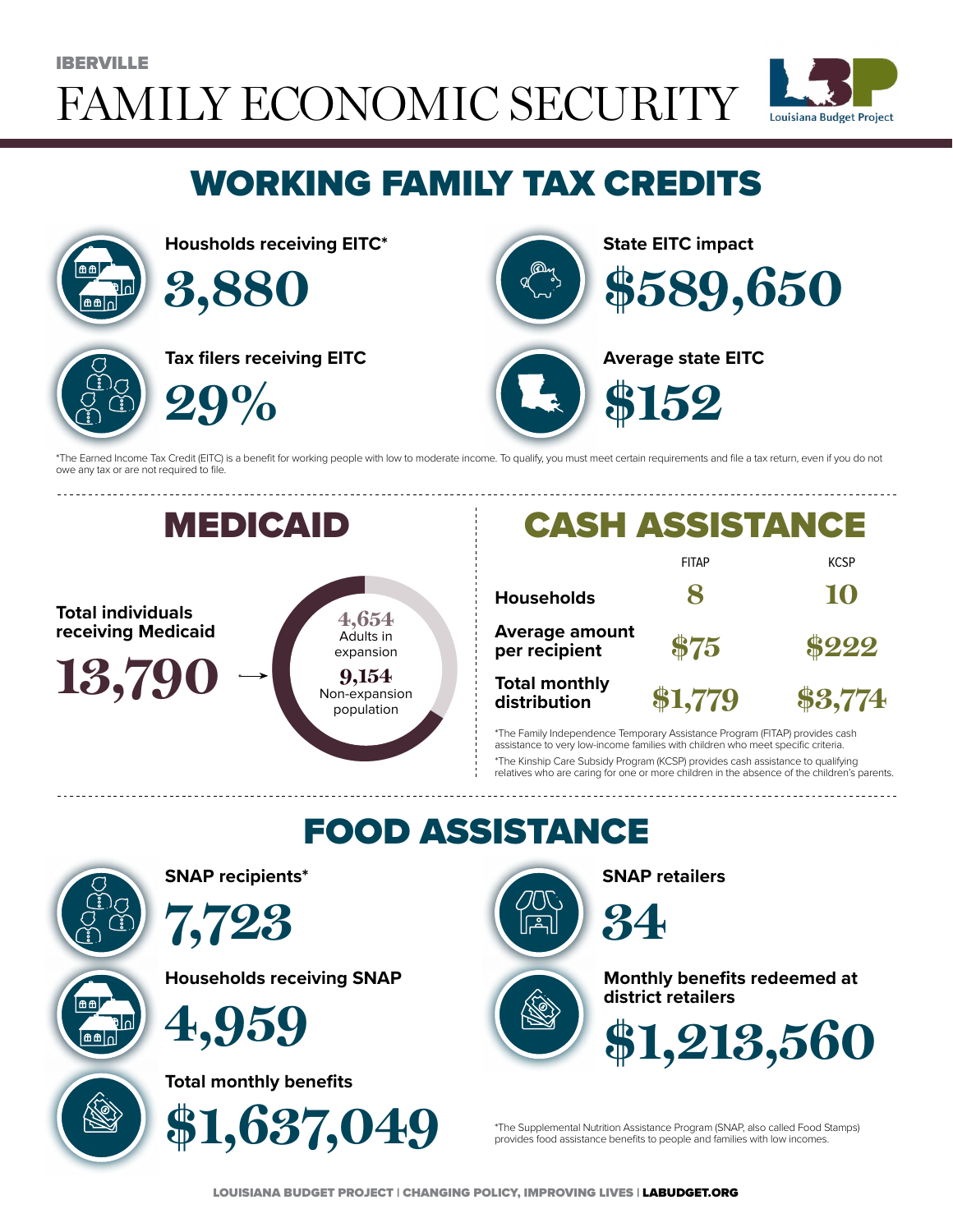IBERVILLE

# FAMILY ECONOMIC SECURITY

Louisiana Budget Project

## WORKING FAMILY TAX CREDITS

**Households receiving EITC***

3,880

**Tax filers receiving EITC**

29%

**State EITC impact**

$589,650

**Average state EITC**

$152

*The Earned Income Tax Credit (EITC) is a benefit for working people with low to moderate income. To qualify, you must meet certain requirements and file a tax return, even if you do not owe any tax or are not required to file.

## MEDICAID

**Total individuals receiving Medicaid**

13,790

4,654 Adults in expansion

9,154 Non-expansion population

## CASH ASSISTANCE

| | FITAP | KCSP |
|---|---|---|
| **Households** | 8 | 10 |
| **Average amount per recipient** | $75 | $222 |
| **Total monthly distribution** | $1,779 | $3,774 |

*The Family Independence Temporary Assistance Program (FITAP) provides cash assistance to very low-income families with children who meet specific criteria.

*The Kinship Care Subsidy Program (KCSP) provides cash assistance to qualifying relatives who are caring for one or more children in the absence of the children's parents.

## FOOD ASSISTANCE

**SNAP recipients***

7,723

**Households receiving SNAP**

4,959

**Total monthly benefits**

$1,637,049

**SNAP retailers**

34

**Monthly benefits redeemed at district retailers**

$1,213,560

*The Supplemental Nutrition Assistance Program (SNAP, also called Food Stamps) provides food assistance benefits to people and families with low incomes.

LOUISIANA BUDGET PROJECT | CHANGING POLICY, IMPROVING LIVES | LABUDGET.ORG